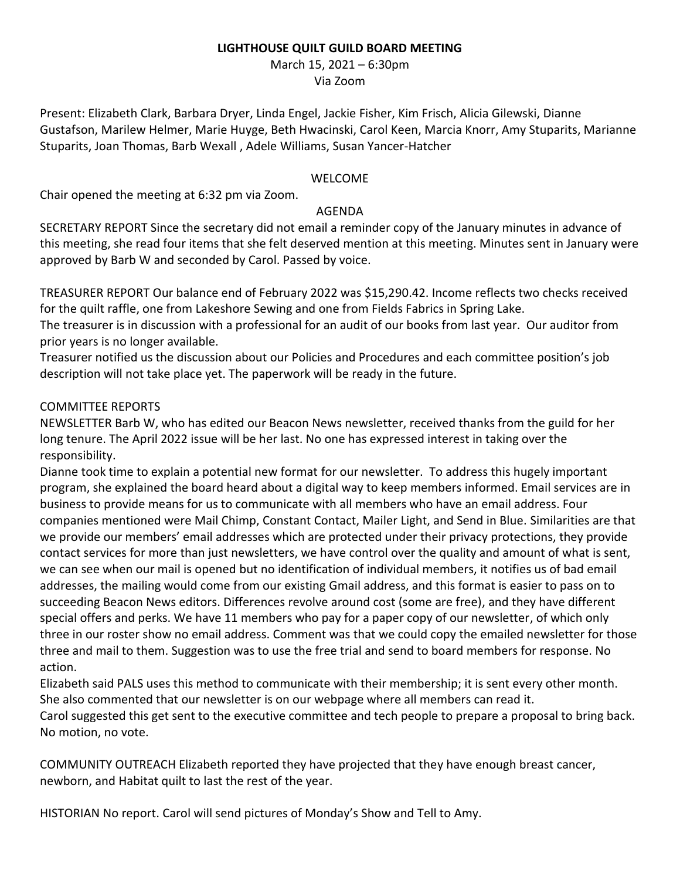# LIGHTHOUSE QUILT GUILD BOARD MEETING

March 15, 2021 – 6:30pm
Via Zoom

Present: Elizabeth Clark, Barbara Dryer, Linda Engel, Jackie Fisher, Kim Frisch, Alicia Gilewski, Dianne Gustafson, Marilew Helmer, Marie Huyge, Beth Hwacinski, Carol Keen, Marcia Knorr, Amy Stuparits, Marianne Stuparits, Joan Thomas, Barb Wexall , Adele Williams, Susan Yancer-Hatcher

## WELCOME

Chair opened the meeting at 6:32 pm via Zoom.

## AGENDA

SECRETARY REPORT Since the secretary did not email a reminder copy of the January minutes in advance of this meeting, she read four items that she felt deserved mention at this meeting. Minutes sent in January were approved by Barb W and seconded by Carol. Passed by voice.

TREASURER REPORT Our balance end of February 2022 was $15,290.42. Income reflects two checks received for the quilt raffle, one from Lakeshore Sewing and one from Fields Fabrics in Spring Lake.
The treasurer is in discussion with a professional for an audit of our books from last year. Our auditor from prior years is no longer available.
Treasurer notified us the discussion about our Policies and Procedures and each committee position's job description will not take place yet. The paperwork will be ready in the future.

## COMMITTEE REPORTS

NEWSLETTER Barb W, who has edited our Beacon News newsletter, received thanks from the guild for her long tenure. The April 2022 issue will be her last. No one has expressed interest in taking over the responsibility.
Dianne took time to explain a potential new format for our newsletter. To address this hugely important program, she explained the board heard about a digital way to keep members informed. Email services are in business to provide means for us to communicate with all members who have an email address. Four companies mentioned were Mail Chimp, Constant Contact, Mailer Light, and Send in Blue. Similarities are that we provide our members' email addresses which are protected under their privacy protections, they provide contact services for more than just newsletters, we have control over the quality and amount of what is sent, we can see when our mail is opened but no identification of individual members, it notifies us of bad email addresses, the mailing would come from our existing Gmail address, and this format is easier to pass on to succeeding Beacon News editors. Differences revolve around cost (some are free), and they have different special offers and perks. We have 11 members who pay for a paper copy of our newsletter, of which only three in our roster show no email address. Comment was that we could copy the emailed newsletter for those three and mail to them. Suggestion was to use the free trial and send to board members for response. No action.
Elizabeth said PALS uses this method to communicate with their membership; it is sent every other month. She also commented that our newsletter is on our webpage where all members can read it.
Carol suggested this get sent to the executive committee and tech people to prepare a proposal to bring back. No motion, no vote.

COMMUNITY OUTREACH Elizabeth reported they have projected that they have enough breast cancer, newborn, and Habitat quilt to last the rest of the year.

HISTORIAN No report. Carol will send pictures of Monday's Show and Tell to Amy.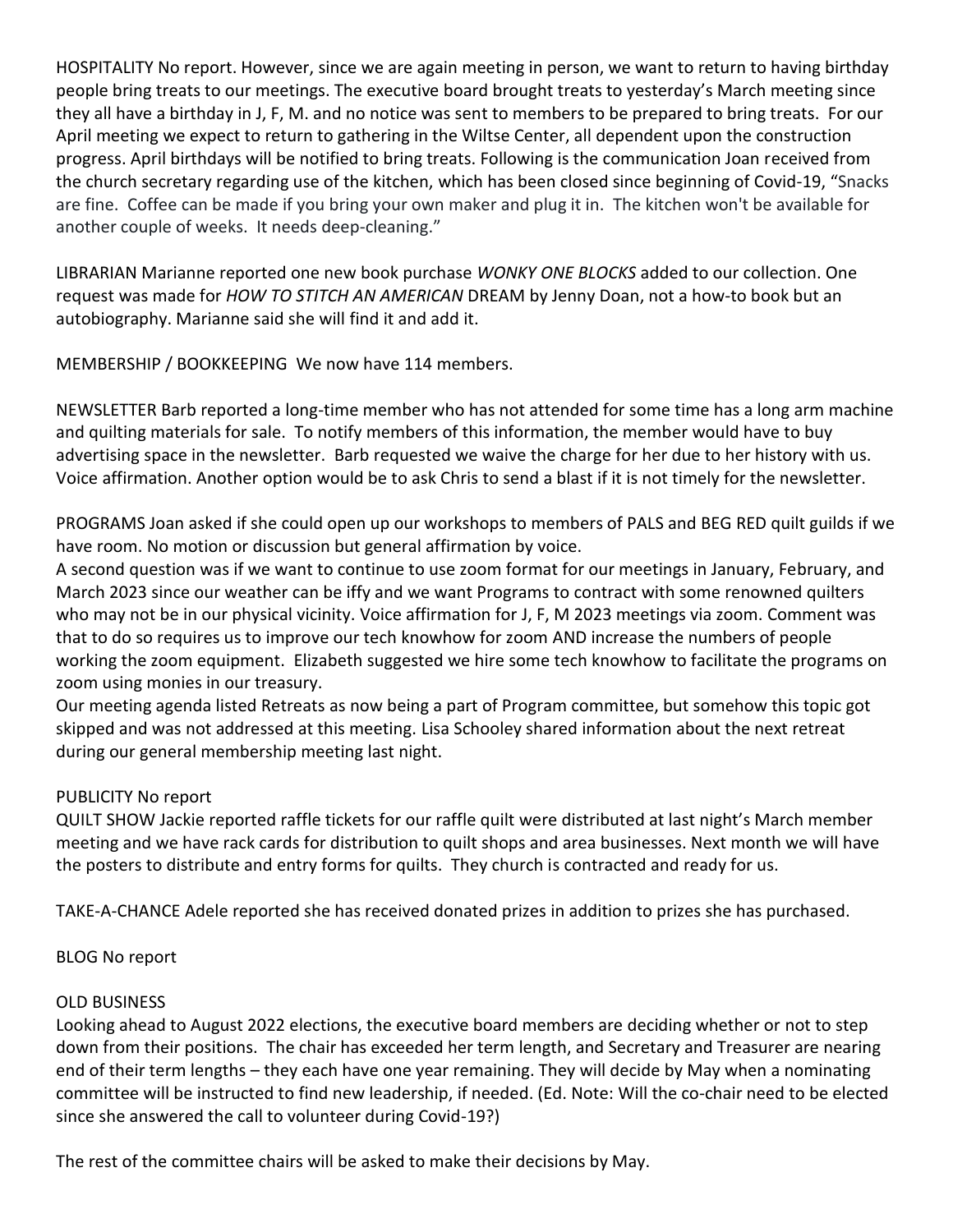HOSPITALITY No report. However, since we are again meeting in person, we want to return to having birthday people bring treats to our meetings. The executive board brought treats to yesterday's March meeting since they all have a birthday in J, F, M. and no notice was sent to members to be prepared to bring treats. For our April meeting we expect to return to gathering in the Wiltse Center, all dependent upon the construction progress. April birthdays will be notified to bring treats. Following is the communication Joan received from the church secretary regarding use of the kitchen, which has been closed since beginning of Covid-19, "Snacks are fine. Coffee can be made if you bring your own maker and plug it in. The kitchen won't be available for another couple of weeks. It needs deep-cleaning."

LIBRARIAN Marianne reported one new book purchase *WONKY ONE BLOCKS* added to our collection. One request was made for *HOW TO STITCH AN AMERICAN* DREAM by Jenny Doan, not a how-to book but an autobiography. Marianne said she will find it and add it.

MEMBERSHIP / BOOKKEEPING We now have 114 members.

NEWSLETTER Barb reported a long-time member who has not attended for some time has a long arm machine and quilting materials for sale. To notify members of this information, the member would have to buy advertising space in the newsletter. Barb requested we waive the charge for her due to her history with us. Voice affirmation. Another option would be to ask Chris to send a blast if it is not timely for the newsletter.

PROGRAMS Joan asked if she could open up our workshops to members of PALS and BEG RED quilt guilds if we have room. No motion or discussion but general affirmation by voice.
A second question was if we want to continue to use zoom format for our meetings in January, February, and March 2023 since our weather can be iffy and we want Programs to contract with some renowned quilters who may not be in our physical vicinity. Voice affirmation for J, F, M 2023 meetings via zoom. Comment was that to do so requires us to improve our tech knowhow for zoom AND increase the numbers of people working the zoom equipment. Elizabeth suggested we hire some tech knowhow to facilitate the programs on zoom using monies in our treasury.
Our meeting agenda listed Retreats as now being a part of Program committee, but somehow this topic got skipped and was not addressed at this meeting. Lisa Schooley shared information about the next retreat during our general membership meeting last night.

PUBLICITY No report
QUILT SHOW Jackie reported raffle tickets for our raffle quilt were distributed at last night's March member meeting and we have rack cards for distribution to quilt shops and area businesses. Next month we will have the posters to distribute and entry forms for quilts. They church is contracted and ready for us.

TAKE-A-CHANCE Adele reported she has received donated prizes in addition to prizes she has purchased.

BLOG No report

OLD BUSINESS
Looking ahead to August 2022 elections, the executive board members are deciding whether or not to step down from their positions. The chair has exceeded her term length, and Secretary and Treasurer are nearing end of their term lengths – they each have one year remaining. They will decide by May when a nominating committee will be instructed to find new leadership, if needed. (Ed. Note: Will the co-chair need to be elected since she answered the call to volunteer during Covid-19?)

The rest of the committee chairs will be asked to make their decisions by May.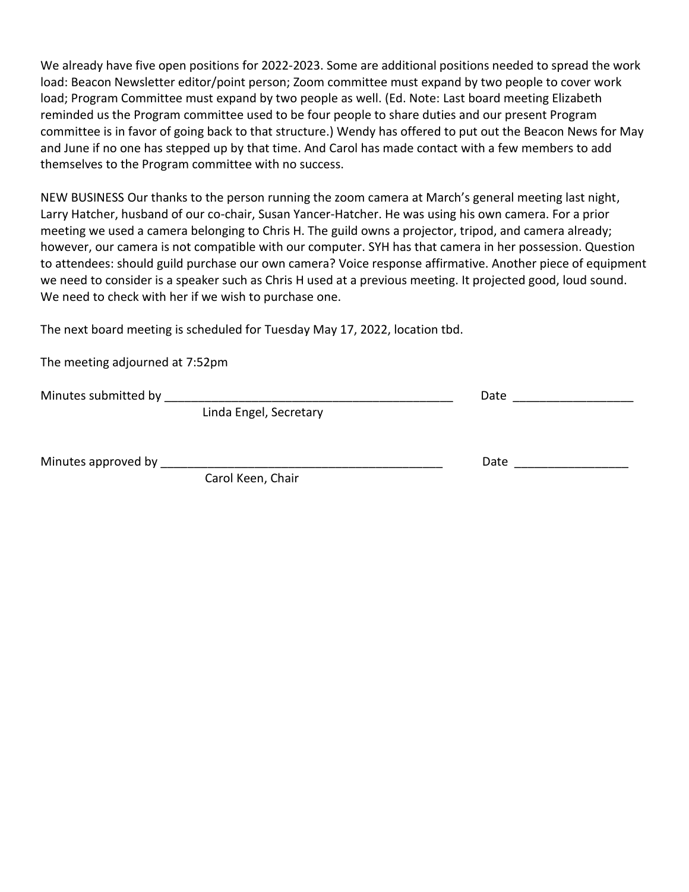We already have five open positions for 2022-2023. Some are additional positions needed to spread the work load: Beacon Newsletter editor/point person; Zoom committee must expand by two people to cover work load; Program Committee must expand by two people as well. (Ed. Note: Last board meeting Elizabeth reminded us the Program committee used to be four people to share duties and our present Program committee is in favor of going back to that structure.) Wendy has offered to put out the Beacon News for May and June if no one has stepped up by that time. And Carol has made contact with a few members to add themselves to the Program committee with no success.

NEW BUSINESS Our thanks to the person running the zoom camera at March's general meeting last night, Larry Hatcher, husband of our co-chair, Susan Yancer-Hatcher. He was using his own camera. For a prior meeting we used a camera belonging to Chris H. The guild owns a projector, tripod, and camera already; however, our camera is not compatible with our computer. SYH has that camera in her possession. Question to attendees: should guild purchase our own camera? Voice response affirmative. Another piece of equipment we need to consider is a speaker such as Chris H used at a previous meeting. It projected good, loud sound. We need to check with her if we wish to purchase one.

The next board meeting is scheduled for Tuesday May 17, 2022, location tbd.

The meeting adjourned at 7:52pm

Minutes submitted by ____________________________________________ Date __________________

Linda Engel, Secretary

Minutes approved by ____________________________________________ Date _________________

Carol Keen, Chair